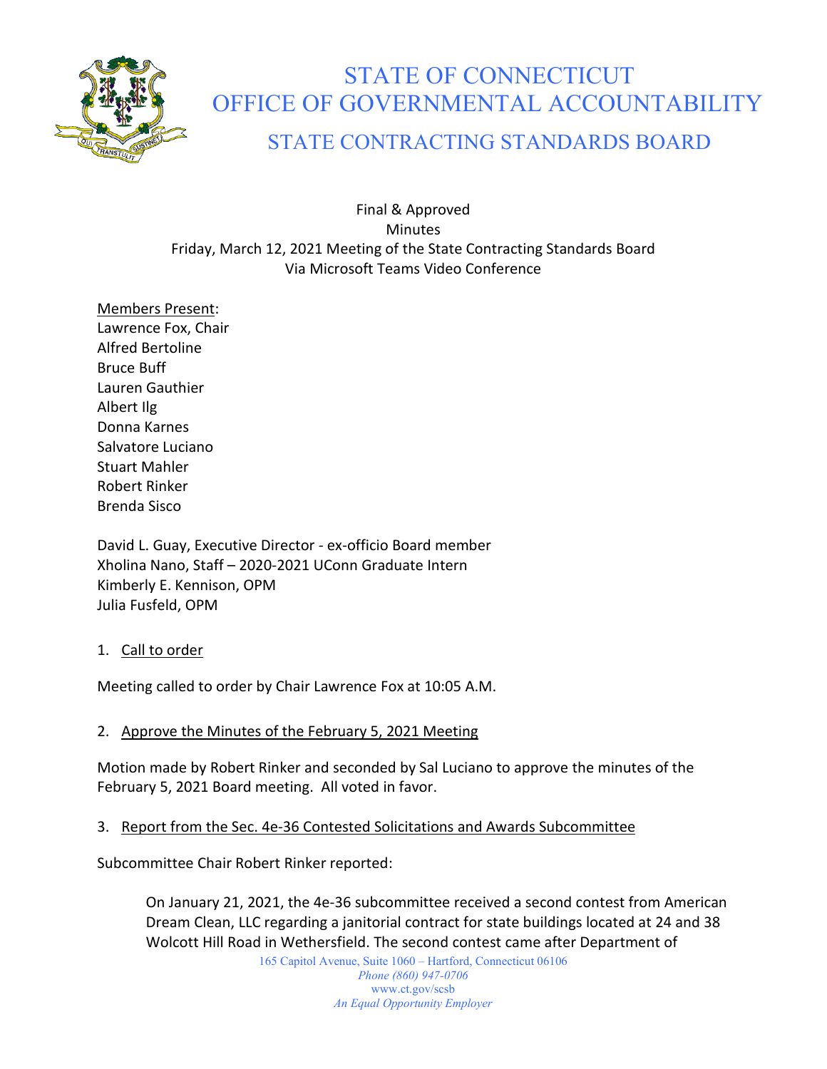# STATE OF CONNECTICUT
# OFFICE OF GOVERNMENTAL ACCOUNTABILITY
## STATE CONTRACTING STANDARDS BOARD

Final & Approved
Minutes
Friday, March 12, 2021 Meeting of the State Contracting Standards Board
Via Microsoft Teams Video Conference

Members Present:
Lawrence Fox, Chair
Alfred Bertoline
Bruce Buff
Lauren Gauthier
Albert Ilg
Donna Karnes
Salvatore Luciano
Stuart Mahler
Robert Rinker
Brenda Sisco

David L. Guay, Executive Director - ex-officio Board member
Xholina Nano, Staff – 2020-2021 UConn Graduate Intern
Kimberly E. Kennison, OPM
Julia Fusfeld, OPM

1. Call to order

Meeting called to order by Chair Lawrence Fox at 10:05 A.M.

2. Approve the Minutes of the February 5, 2021 Meeting

Motion made by Robert Rinker and seconded by Sal Luciano to approve the minutes of the February 5, 2021 Board meeting. All voted in favor.

3. Report from the Sec. 4e-36 Contested Solicitations and Awards Subcommittee

Subcommittee Chair Robert Rinker reported:

> On January 21, 2021, the 4e-36 subcommittee received a second contest from American Dream Clean, LLC regarding a janitorial contract for state buildings located at 24 and 38 Wolcott Hill Road in Wethersfield. The second contest came after Department of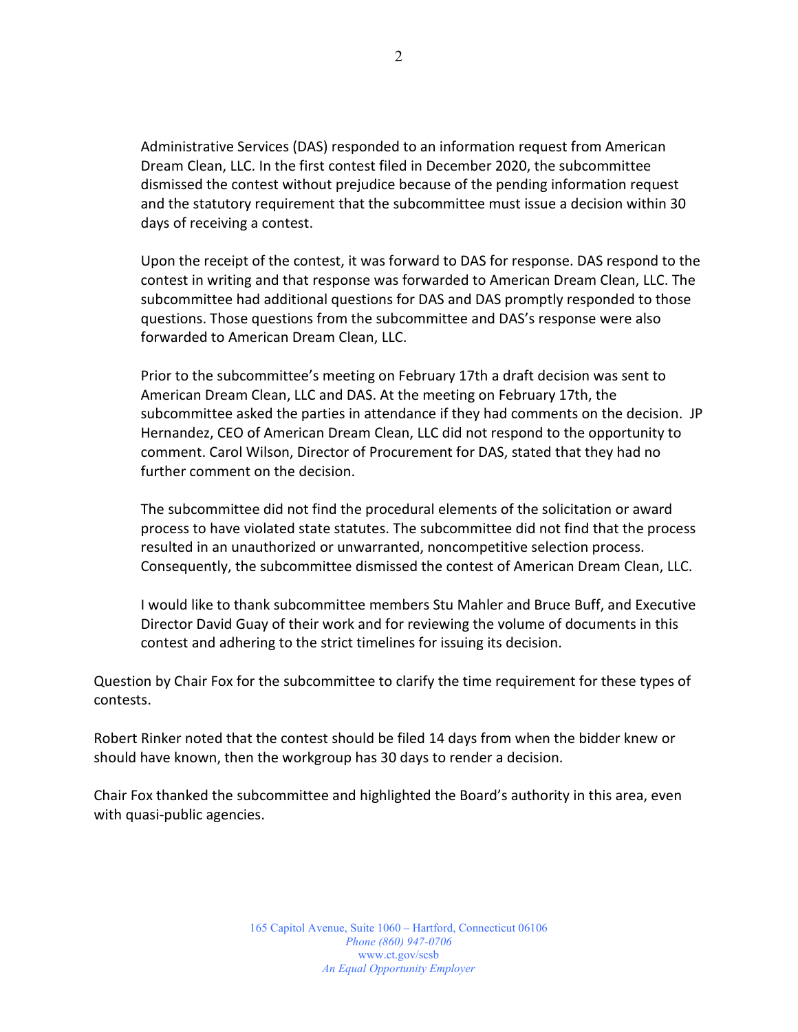Administrative Services (DAS) responded to an information request from American Dream Clean, LLC. In the first contest filed in December 2020, the subcommittee dismissed the contest without prejudice because of the pending information request and the statutory requirement that the subcommittee must issue a decision within 30 days of receiving a contest.

Upon the receipt of the contest, it was forward to DAS for response. DAS respond to the contest in writing and that response was forwarded to American Dream Clean, LLC. The subcommittee had additional questions for DAS and DAS promptly responded to those questions. Those questions from the subcommittee and DAS's response were also forwarded to American Dream Clean, LLC.

Prior to the subcommittee's meeting on February 17th a draft decision was sent to American Dream Clean, LLC and DAS. At the meeting on February 17th, the subcommittee asked the parties in attendance if they had comments on the decision. JP Hernandez, CEO of American Dream Clean, LLC did not respond to the opportunity to comment. Carol Wilson, Director of Procurement for DAS, stated that they had no further comment on the decision.

The subcommittee did not find the procedural elements of the solicitation or award process to have violated state statutes. The subcommittee did not find that the process resulted in an unauthorized or unwarranted, noncompetitive selection process. Consequently, the subcommittee dismissed the contest of American Dream Clean, LLC.

I would like to thank subcommittee members Stu Mahler and Bruce Buff, and Executive Director David Guay of their work and for reviewing the volume of documents in this contest and adhering to the strict timelines for issuing its decision.

Question by Chair Fox for the subcommittee to clarify the time requirement for these types of contests.

Robert Rinker noted that the contest should be filed 14 days from when the bidder knew or should have known, then the workgroup has 30 days to render a decision.

Chair Fox thanked the subcommittee and highlighted the Board's authority in this area, even with quasi-public agencies.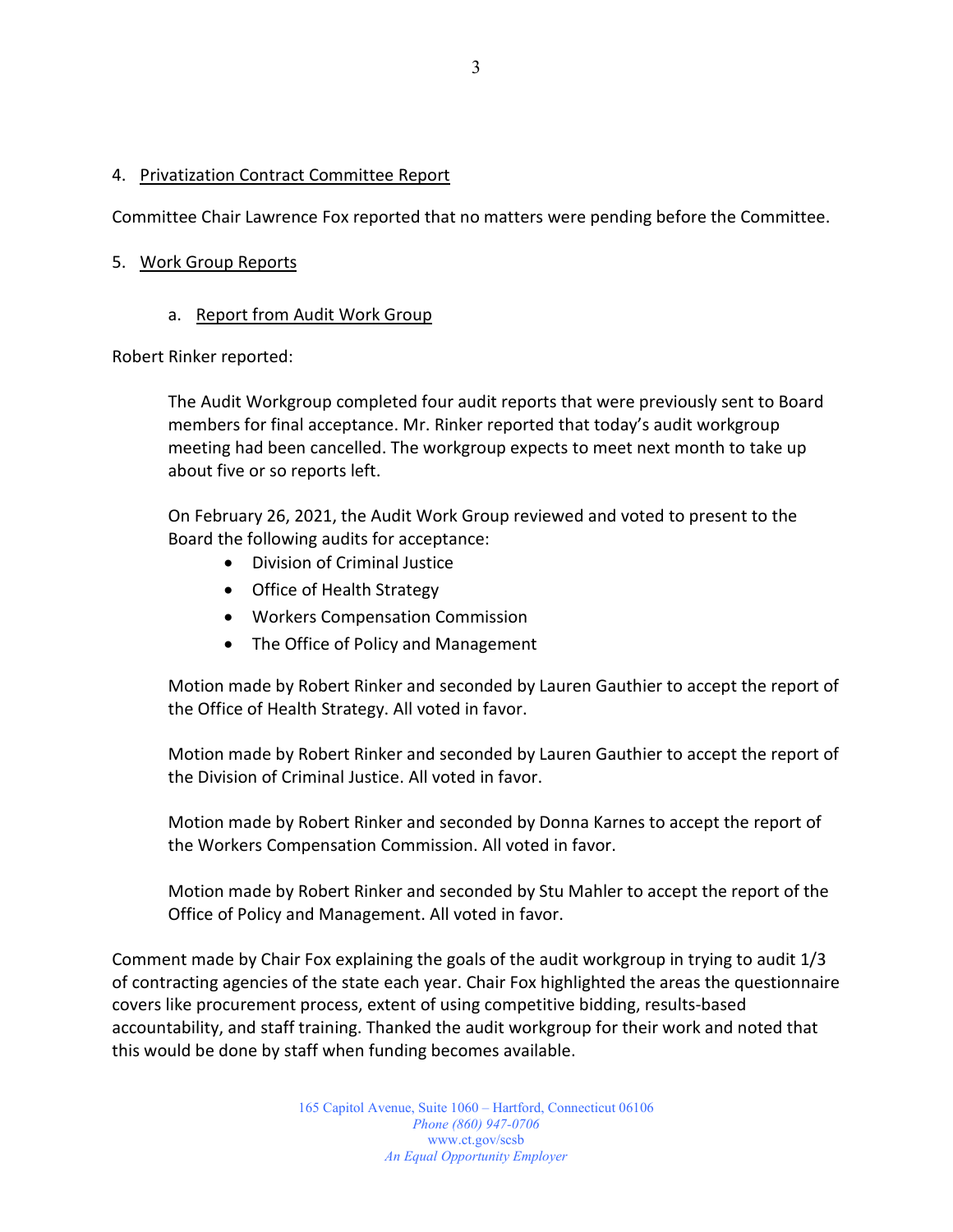4. <u>Privatization Contract Committee Report</u>

Committee Chair Lawrence Fox reported that no matters were pending before the Committee.

5. <u>Work Group Reports</u>

   a. <u>Report from Audit Work Group</u>

Robert Rinker reported:

> The Audit Workgroup completed four audit reports that were previously sent to Board members for final acceptance. Mr. Rinker reported that today's audit workgroup meeting had been cancelled. The workgroup expects to meet next month to take up about five or so reports left.
>
> On February 26, 2021, the Audit Work Group reviewed and voted to present to the Board the following audits for acceptance:
>
> - Division of Criminal Justice
> - Office of Health Strategy
> - Workers Compensation Commission
> - The Office of Policy and Management
>
> Motion made by Robert Rinker and seconded by Lauren Gauthier to accept the report of the Office of Health Strategy. All voted in favor.
>
> Motion made by Robert Rinker and seconded by Lauren Gauthier to accept the report of the Division of Criminal Justice. All voted in favor.
>
> Motion made by Robert Rinker and seconded by Donna Karnes to accept the report of the Workers Compensation Commission. All voted in favor.
>
> Motion made by Robert Rinker and seconded by Stu Mahler to accept the report of the Office of Policy and Management. All voted in favor.

Comment made by Chair Fox explaining the goals of the audit workgroup in trying to audit 1/3 of contracting agencies of the state each year. Chair Fox highlighted the areas the questionnaire covers like procurement process, extent of using competitive bidding, results-based accountability, and staff training. Thanked the audit workgroup for their work and noted that this would be done by staff when funding becomes available.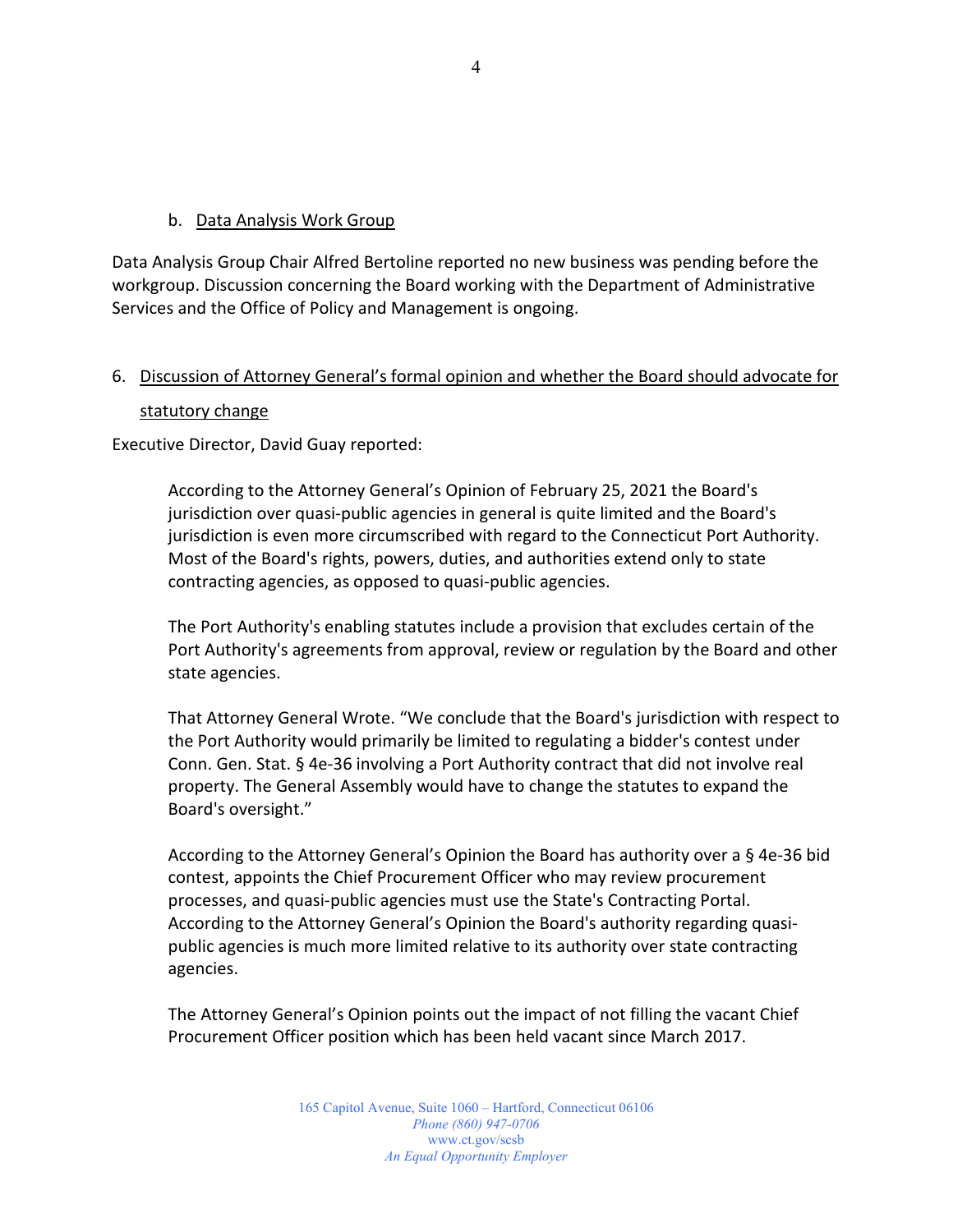b. <u>Data Analysis Work Group</u>

Data Analysis Group Chair Alfred Bertoline reported no new business was pending before the workgroup. Discussion concerning the Board working with the Department of Administrative Services and the Office of Policy and Management is ongoing.

6. <u>Discussion of Attorney General's formal opinion and whether the Board should advocate for statutory change</u>

Executive Director, David Guay reported:

> According to the Attorney General's Opinion of February 25, 2021 the Board's jurisdiction over quasi-public agencies in general is quite limited and the Board's jurisdiction is even more circumscribed with regard to the Connecticut Port Authority. Most of the Board's rights, powers, duties, and authorities extend only to state contracting agencies, as opposed to quasi-public agencies.
>
> The Port Authority's enabling statutes include a provision that excludes certain of the Port Authority's agreements from approval, review or regulation by the Board and other state agencies.
>
> That Attorney General Wrote. "We conclude that the Board's jurisdiction with respect to the Port Authority would primarily be limited to regulating a bidder's contest under Conn. Gen. Stat. § 4e-36 involving a Port Authority contract that did not involve real property. The General Assembly would have to change the statutes to expand the Board's oversight."
>
> According to the Attorney General's Opinion the Board has authority over a § 4e-36 bid contest, appoints the Chief Procurement Officer who may review procurement processes, and quasi-public agencies must use the State's Contracting Portal. According to the Attorney General's Opinion the Board's authority regarding quasi-public agencies is much more limited relative to its authority over state contracting agencies.
>
> The Attorney General's Opinion points out the impact of not filling the vacant Chief Procurement Officer position which has been held vacant since March 2017.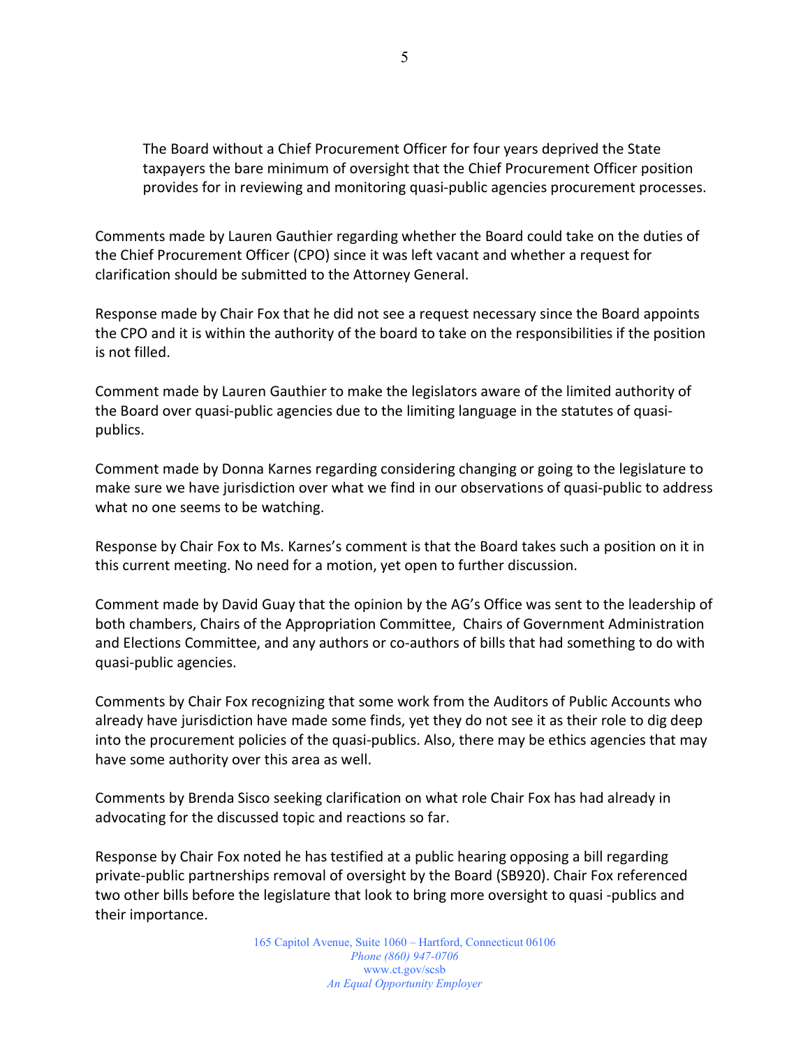> The Board without a Chief Procurement Officer for four years deprived the State taxpayers the bare minimum of oversight that the Chief Procurement Officer position provides for in reviewing and monitoring quasi-public agencies procurement processes.

Comments made by Lauren Gauthier regarding whether the Board could take on the duties of the Chief Procurement Officer (CPO) since it was left vacant and whether a request for clarification should be submitted to the Attorney General.

Response made by Chair Fox that he did not see a request necessary since the Board appoints the CPO and it is within the authority of the board to take on the responsibilities if the position is not filled.

Comment made by Lauren Gauthier to make the legislators aware of the limited authority of the Board over quasi-public agencies due to the limiting language in the statutes of quasi-publics.

Comment made by Donna Karnes regarding considering changing or going to the legislature to make sure we have jurisdiction over what we find in our observations of quasi-public to address what no one seems to be watching.

Response by Chair Fox to Ms. Karnes's comment is that the Board takes such a position on it in this current meeting. No need for a motion, yet open to further discussion.

Comment made by David Guay that the opinion by the AG's Office was sent to the leadership of both chambers, Chairs of the Appropriation Committee, Chairs of Government Administration and Elections Committee, and any authors or co-authors of bills that had something to do with quasi-public agencies.

Comments by Chair Fox recognizing that some work from the Auditors of Public Accounts who already have jurisdiction have made some finds, yet they do not see it as their role to dig deep into the procurement policies of the quasi-publics. Also, there may be ethics agencies that may have some authority over this area as well.

Comments by Brenda Sisco seeking clarification on what role Chair Fox has had already in advocating for the discussed topic and reactions so far.

Response by Chair Fox noted he has testified at a public hearing opposing a bill regarding private-public partnerships removal of oversight by the Board (SB920). Chair Fox referenced two other bills before the legislature that look to bring more oversight to quasi -publics and their importance.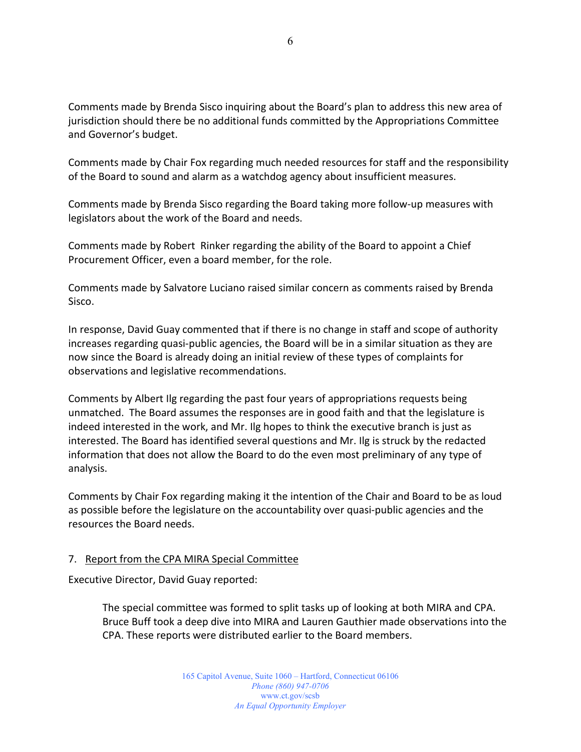Comments made by Brenda Sisco inquiring about the Board's plan to address this new area of jurisdiction should there be no additional funds committed by the Appropriations Committee and Governor's budget.

Comments made by Chair Fox regarding much needed resources for staff and the responsibility of the Board to sound and alarm as a watchdog agency about insufficient measures.

Comments made by Brenda Sisco regarding the Board taking more follow-up measures with legislators about the work of the Board and needs.

Comments made by Robert Rinker regarding the ability of the Board to appoint a Chief Procurement Officer, even a board member, for the role.

Comments made by Salvatore Luciano raised similar concern as comments raised by Brenda Sisco.

In response, David Guay commented that if there is no change in staff and scope of authority increases regarding quasi-public agencies, the Board will be in a similar situation as they are now since the Board is already doing an initial review of these types of complaints for observations and legislative recommendations.

Comments by Albert Ilg regarding the past four years of appropriations requests being unmatched. The Board assumes the responses are in good faith and that the legislature is indeed interested in the work, and Mr. Ilg hopes to think the executive branch is just as interested. The Board has identified several questions and Mr. Ilg is struck by the redacted information that does not allow the Board to do the even most preliminary of any type of analysis.

Comments by Chair Fox regarding making it the intention of the Chair and Board to be as loud as possible before the legislature on the accountability over quasi-public agencies and the resources the Board needs.

7. <u>Report from the CPA MIRA Special Committee</u>

Executive Director, David Guay reported:

> The special committee was formed to split tasks up of looking at both MIRA and CPA. Bruce Buff took a deep dive into MIRA and Lauren Gauthier made observations into the CPA. These reports were distributed earlier to the Board members.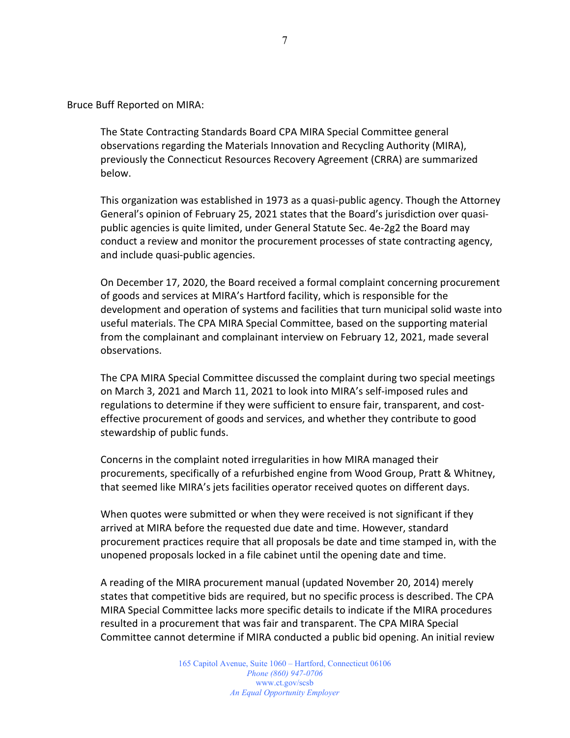Bruce Buff Reported on MIRA:

The State Contracting Standards Board CPA MIRA Special Committee general observations regarding the Materials Innovation and Recycling Authority (MIRA), previously the Connecticut Resources Recovery Agreement (CRRA) are summarized below.

This organization was established in 1973 as a quasi-public agency. Though the Attorney General's opinion of February 25, 2021 states that the Board's jurisdiction over quasi-public agencies is quite limited, under General Statute Sec. 4e-2g2 the Board may conduct a review and monitor the procurement processes of state contracting agency, and include quasi-public agencies.

On December 17, 2020, the Board received a formal complaint concerning procurement of goods and services at MIRA's Hartford facility, which is responsible for the development and operation of systems and facilities that turn municipal solid waste into useful materials. The CPA MIRA Special Committee, based on the supporting material from the complainant and complainant interview on February 12, 2021, made several observations.

The CPA MIRA Special Committee discussed the complaint during two special meetings on March 3, 2021 and March 11, 2021 to look into MIRA's self-imposed rules and regulations to determine if they were sufficient to ensure fair, transparent, and cost-effective procurement of goods and services, and whether they contribute to good stewardship of public funds.

Concerns in the complaint noted irregularities in how MIRA managed their procurements, specifically of a refurbished engine from Wood Group, Pratt & Whitney, that seemed like MIRA's jets facilities operator received quotes on different days.

When quotes were submitted or when they were received is not significant if they arrived at MIRA before the requested due date and time. However, standard procurement practices require that all proposals be date and time stamped in, with the unopened proposals locked in a file cabinet until the opening date and time.

A reading of the MIRA procurement manual (updated November 20, 2014) merely states that competitive bids are required, but no specific process is described. The CPA MIRA Special Committee lacks more specific details to indicate if the MIRA procedures resulted in a procurement that was fair and transparent. The CPA MIRA Special Committee cannot determine if MIRA conducted a public bid opening. An initial review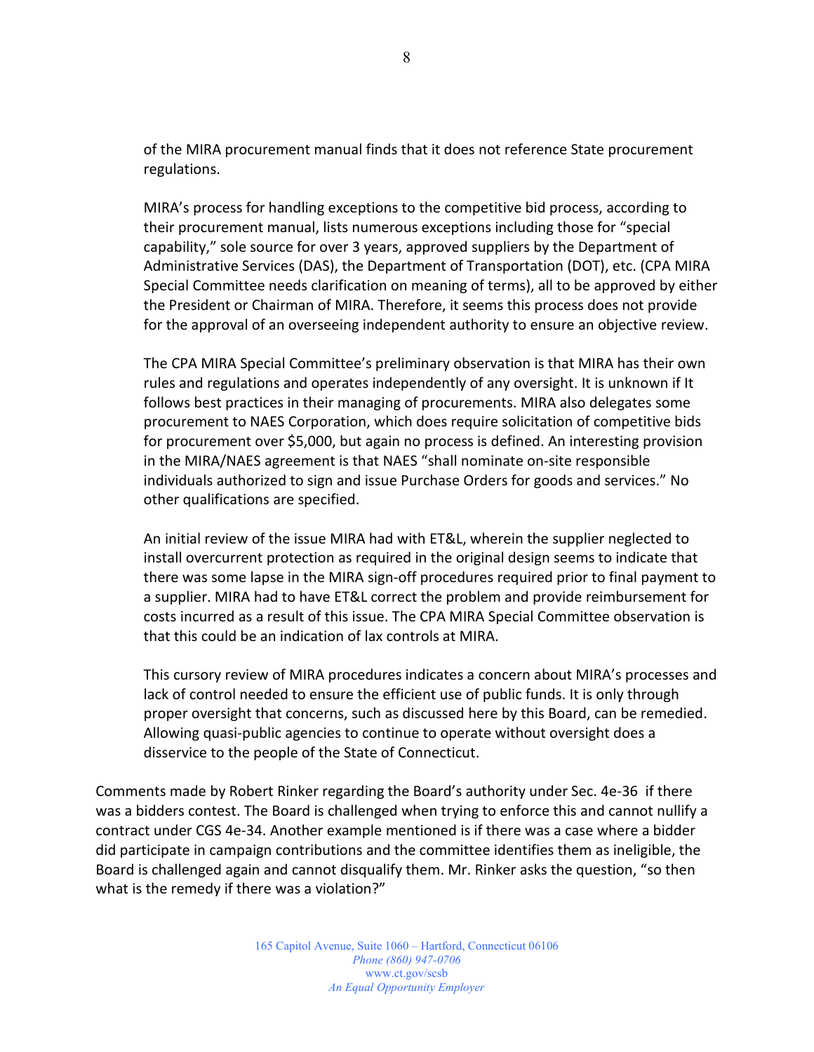of the MIRA procurement manual finds that it does not reference State procurement regulations.

MIRA's process for handling exceptions to the competitive bid process, according to their procurement manual, lists numerous exceptions including those for "special capability," sole source for over 3 years, approved suppliers by the Department of Administrative Services (DAS), the Department of Transportation (DOT), etc. (CPA MIRA Special Committee needs clarification on meaning of terms), all to be approved by either the President or Chairman of MIRA. Therefore, it seems this process does not provide for the approval of an overseeing independent authority to ensure an objective review.

The CPA MIRA Special Committee's preliminary observation is that MIRA has their own rules and regulations and operates independently of any oversight. It is unknown if It follows best practices in their managing of procurements. MIRA also delegates some procurement to NAES Corporation, which does require solicitation of competitive bids for procurement over $5,000, but again no process is defined. An interesting provision in the MIRA/NAES agreement is that NAES "shall nominate on-site responsible individuals authorized to sign and issue Purchase Orders for goods and services." No other qualifications are specified.

An initial review of the issue MIRA had with ET&L, wherein the supplier neglected to install overcurrent protection as required in the original design seems to indicate that there was some lapse in the MIRA sign-off procedures required prior to final payment to a supplier. MIRA had to have ET&L correct the problem and provide reimbursement for costs incurred as a result of this issue. The CPA MIRA Special Committee observation is that this could be an indication of lax controls at MIRA.

This cursory review of MIRA procedures indicates a concern about MIRA's processes and lack of control needed to ensure the efficient use of public funds. It is only through proper oversight that concerns, such as discussed here by this Board, can be remedied. Allowing quasi-public agencies to continue to operate without oversight does a disservice to the people of the State of Connecticut.

Comments made by Robert Rinker regarding the Board's authority under Sec. 4e-36 if there was a bidders contest. The Board is challenged when trying to enforce this and cannot nullify a contract under CGS 4e-34. Another example mentioned is if there was a case where a bidder did participate in campaign contributions and the committee identifies them as ineligible, the Board is challenged again and cannot disqualify them. Mr. Rinker asks the question, "so then what is the remedy if there was a violation?"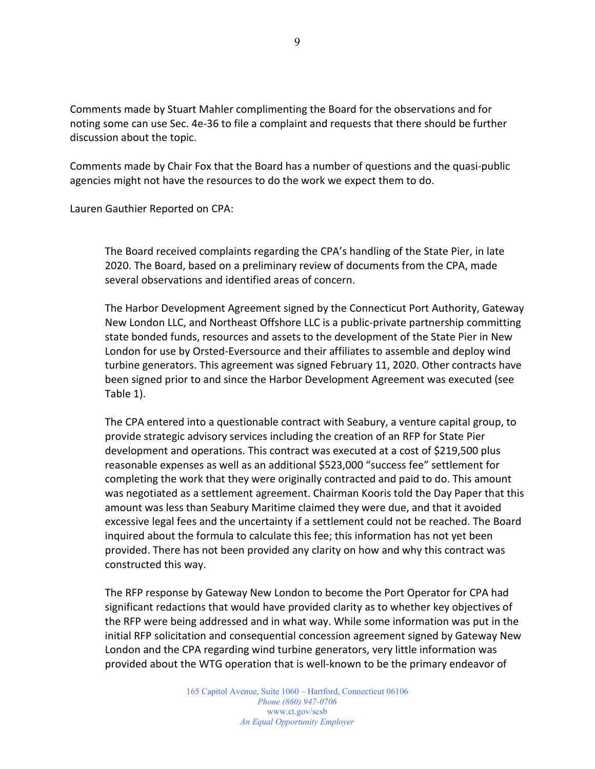Comments made by Stuart Mahler complimenting the Board for the observations and for noting some can use Sec. 4e-36 to file a complaint and requests that there should be further discussion about the topic.

Comments made by Chair Fox that the Board has a number of questions and the quasi-public agencies might not have the resources to do the work we expect them to do.

Lauren Gauthier Reported on CPA:

> The Board received complaints regarding the CPA's handling of the State Pier, in late 2020. The Board, based on a preliminary review of documents from the CPA, made several observations and identified areas of concern.
>
> The Harbor Development Agreement signed by the Connecticut Port Authority, Gateway New London LLC, and Northeast Offshore LLC is a public-private partnership committing state bonded funds, resources and assets to the development of the State Pier in New London for use by Orsted-Eversource and their affiliates to assemble and deploy wind turbine generators. This agreement was signed February 11, 2020. Other contracts have been signed prior to and since the Harbor Development Agreement was executed (see Table 1).
>
> The CPA entered into a questionable contract with Seabury, a venture capital group, to provide strategic advisory services including the creation of an RFP for State Pier development and operations. This contract was executed at a cost of $219,500 plus reasonable expenses as well as an additional $523,000 "success fee" settlement for completing the work that they were originally contracted and paid to do. This amount was negotiated as a settlement agreement. Chairman Kooris told the Day Paper that this amount was less than Seabury Maritime claimed they were due, and that it avoided excessive legal fees and the uncertainty if a settlement could not be reached. The Board inquired about the formula to calculate this fee; this information has not yet been provided. There has not been provided any clarity on how and why this contract was constructed this way.
>
> The RFP response by Gateway New London to become the Port Operator for CPA had significant redactions that would have provided clarity as to whether key objectives of the RFP were being addressed and in what way. While some information was put in the initial RFP solicitation and consequential concession agreement signed by Gateway New London and the CPA regarding wind turbine generators, very little information was provided about the WTG operation that is well-known to be the primary endeavor of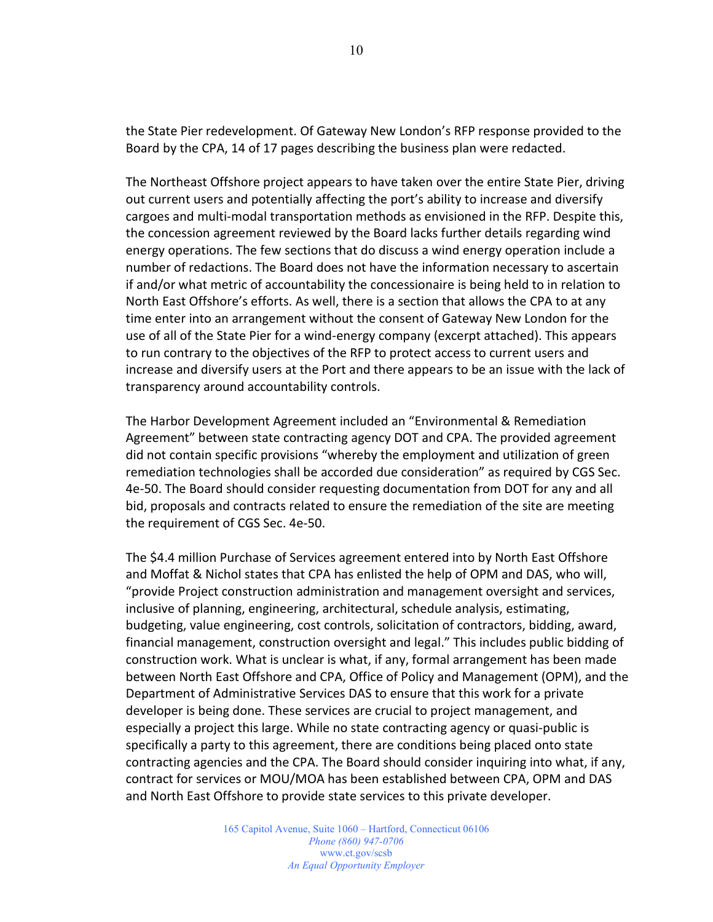the State Pier redevelopment. Of Gateway New London's RFP response provided to the Board by the CPA, 14 of 17 pages describing the business plan were redacted.

The Northeast Offshore project appears to have taken over the entire State Pier, driving out current users and potentially affecting the port's ability to increase and diversify cargoes and multi-modal transportation methods as envisioned in the RFP. Despite this, the concession agreement reviewed by the Board lacks further details regarding wind energy operations. The few sections that do discuss a wind energy operation include a number of redactions. The Board does not have the information necessary to ascertain if and/or what metric of accountability the concessionaire is being held to in relation to North East Offshore's efforts. As well, there is a section that allows the CPA to at any time enter into an arrangement without the consent of Gateway New London for the use of all of the State Pier for a wind-energy company (excerpt attached). This appears to run contrary to the objectives of the RFP to protect access to current users and increase and diversify users at the Port and there appears to be an issue with the lack of transparency around accountability controls.

The Harbor Development Agreement included an "Environmental & Remediation Agreement" between state contracting agency DOT and CPA. The provided agreement did not contain specific provisions "whereby the employment and utilization of green remediation technologies shall be accorded due consideration" as required by CGS Sec. 4e-50. The Board should consider requesting documentation from DOT for any and all bid, proposals and contracts related to ensure the remediation of the site are meeting the requirement of CGS Sec. 4e-50.

The $4.4 million Purchase of Services agreement entered into by North East Offshore and Moffat & Nichol states that CPA has enlisted the help of OPM and DAS, who will, "provide Project construction administration and management oversight and services, inclusive of planning, engineering, architectural, schedule analysis, estimating, budgeting, value engineering, cost controls, solicitation of contractors, bidding, award, financial management, construction oversight and legal." This includes public bidding of construction work. What is unclear is what, if any, formal arrangement has been made between North East Offshore and CPA, Office of Policy and Management (OPM), and the Department of Administrative Services DAS to ensure that this work for a private developer is being done. These services are crucial to project management, and especially a project this large. While no state contracting agency or quasi-public is specifically a party to this agreement, there are conditions being placed onto state contracting agencies and the CPA. The Board should consider inquiring into what, if any, contract for services or MOU/MOA has been established between CPA, OPM and DAS and North East Offshore to provide state services to this private developer.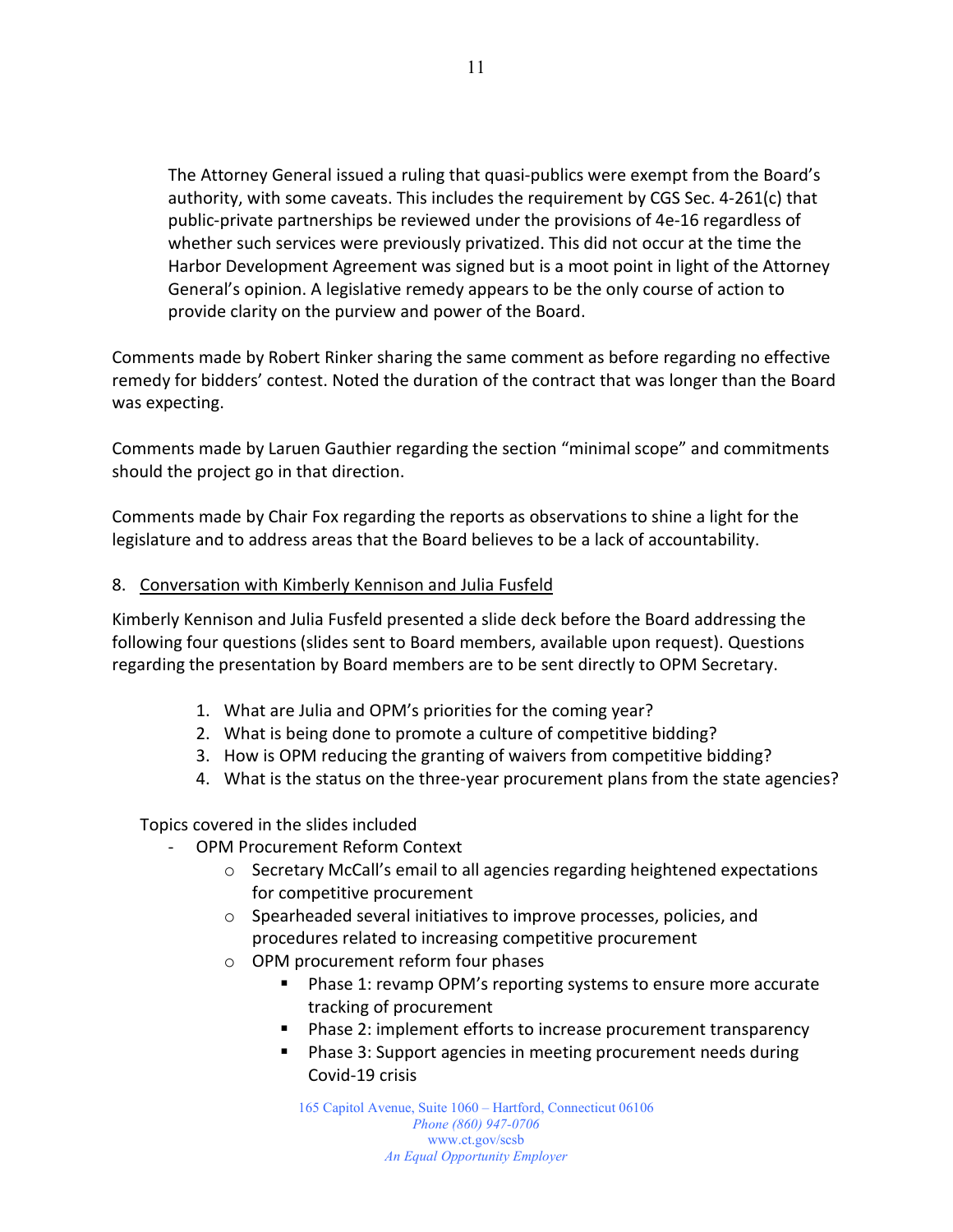The Attorney General issued a ruling that quasi-publics were exempt from the Board's authority, with some caveats. This includes the requirement by CGS Sec. 4-261(c) that public-private partnerships be reviewed under the provisions of 4e-16 regardless of whether such services were previously privatized. This did not occur at the time the Harbor Development Agreement was signed but is a moot point in light of the Attorney General's opinion. A legislative remedy appears to be the only course of action to provide clarity on the purview and power of the Board.

Comments made by Robert Rinker sharing the same comment as before regarding no effective remedy for bidders' contest. Noted the duration of the contract that was longer than the Board was expecting.

Comments made by Laruen Gauthier regarding the section "minimal scope" and commitments should the project go in that direction.

Comments made by Chair Fox regarding the reports as observations to shine a light for the legislature and to address areas that the Board believes to be a lack of accountability.

8. Conversation with Kimberly Kennison and Julia Fusfeld

Kimberly Kennison and Julia Fusfeld presented a slide deck before the Board addressing the following four questions (slides sent to Board members, available upon request). Questions regarding the presentation by Board members are to be sent directly to OPM Secretary.

1. What are Julia and OPM's priorities for the coming year?
2. What is being done to promote a culture of competitive bidding?
3. How is OPM reducing the granting of waivers from competitive bidding?
4. What is the status on the three-year procurement plans from the state agencies?

Topics covered in the slides included

- OPM Procurement Reform Context
  - Secretary McCall's email to all agencies regarding heightened expectations for competitive procurement
  - Spearheaded several initiatives to improve processes, policies, and procedures related to increasing competitive procurement
  - OPM procurement reform four phases
    - Phase 1: revamp OPM's reporting systems to ensure more accurate tracking of procurement
    - Phase 2: implement efforts to increase procurement transparency
    - Phase 3: Support agencies in meeting procurement needs during Covid-19 crisis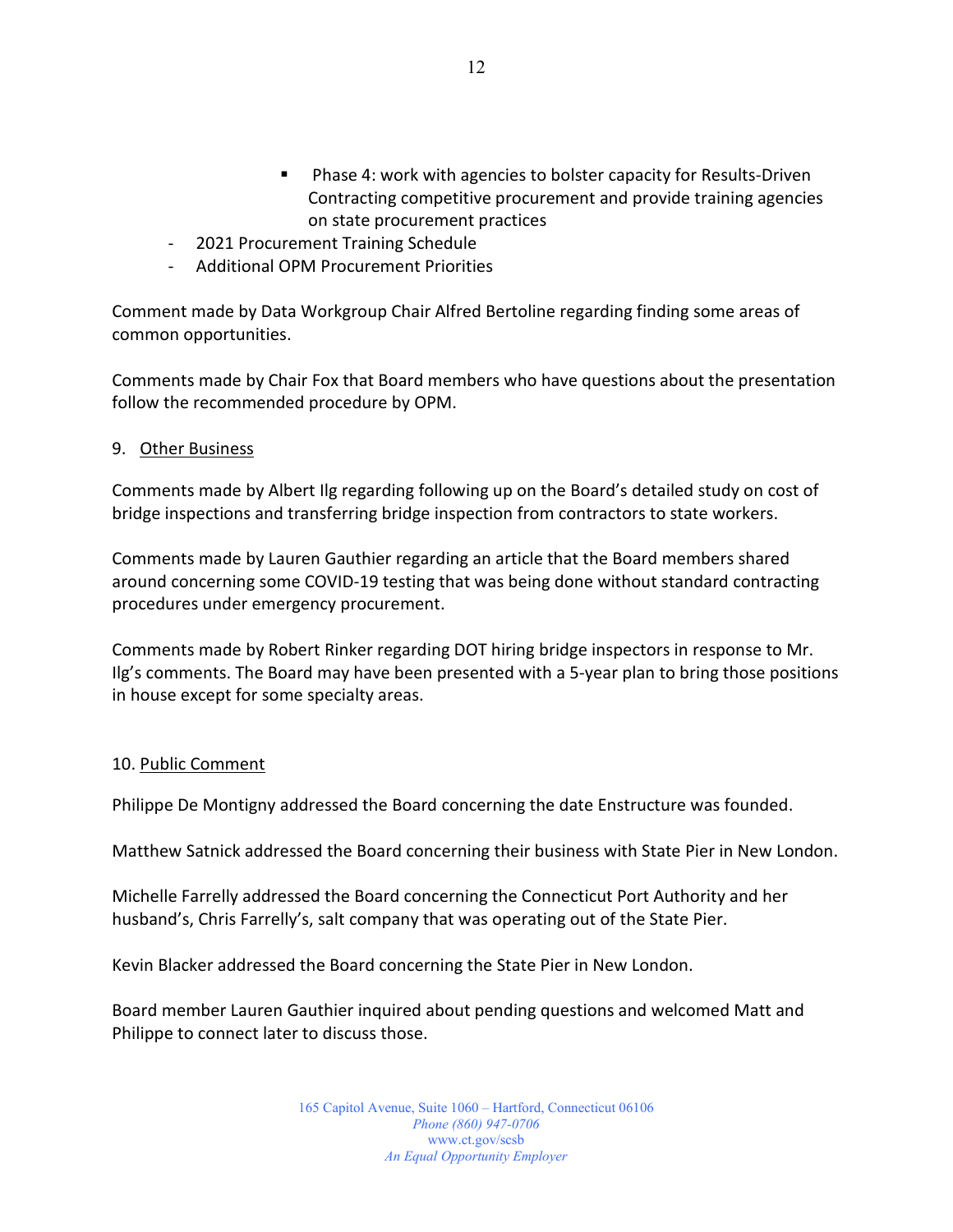- Phase 4: work with agencies to bolster capacity for Results-Driven Contracting competitive procurement and provide training agencies on state procurement practices
- 2021 Procurement Training Schedule
- Additional OPM Procurement Priorities

Comment made by Data Workgroup Chair Alfred Bertoline regarding finding some areas of common opportunities.

Comments made by Chair Fox that Board members who have questions about the presentation follow the recommended procedure by OPM.

9. Other Business

Comments made by Albert Ilg regarding following up on the Board's detailed study on cost of bridge inspections and transferring bridge inspection from contractors to state workers.

Comments made by Lauren Gauthier regarding an article that the Board members shared around concerning some COVID-19 testing that was being done without standard contracting procedures under emergency procurement.

Comments made by Robert Rinker regarding DOT hiring bridge inspectors in response to Mr. Ilg's comments. The Board may have been presented with a 5-year plan to bring those positions in house except for some specialty areas.

10. Public Comment

Philippe De Montigny addressed the Board concerning the date Enstructure was founded.

Matthew Satnick addressed the Board concerning their business with State Pier in New London.

Michelle Farrelly addressed the Board concerning the Connecticut Port Authority and her husband's, Chris Farrelly's, salt company that was operating out of the State Pier.

Kevin Blacker addressed the Board concerning the State Pier in New London.

Board member Lauren Gauthier inquired about pending questions and welcomed Matt and Philippe to connect later to discuss those.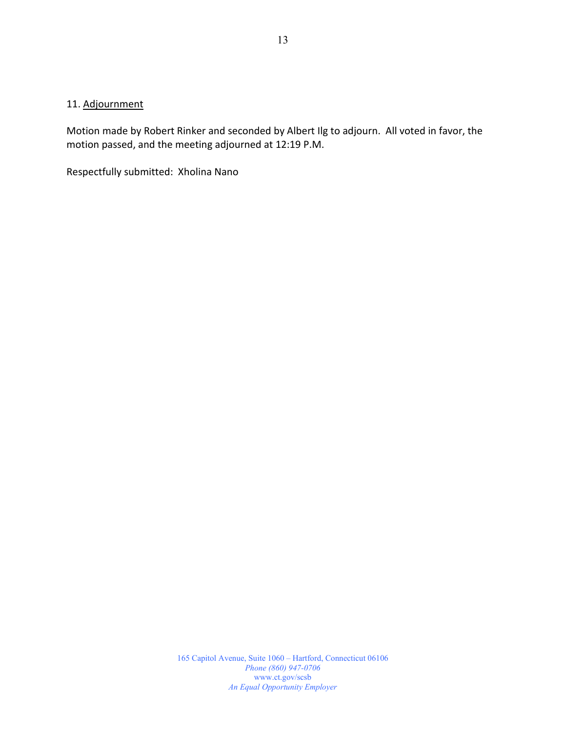11. <u>Adjournment</u>

Motion made by Robert Rinker and seconded by Albert Ilg to adjourn. All voted in favor, the motion passed, and the meeting adjourned at 12:19 P.M.

Respectfully submitted: Xholina Nano